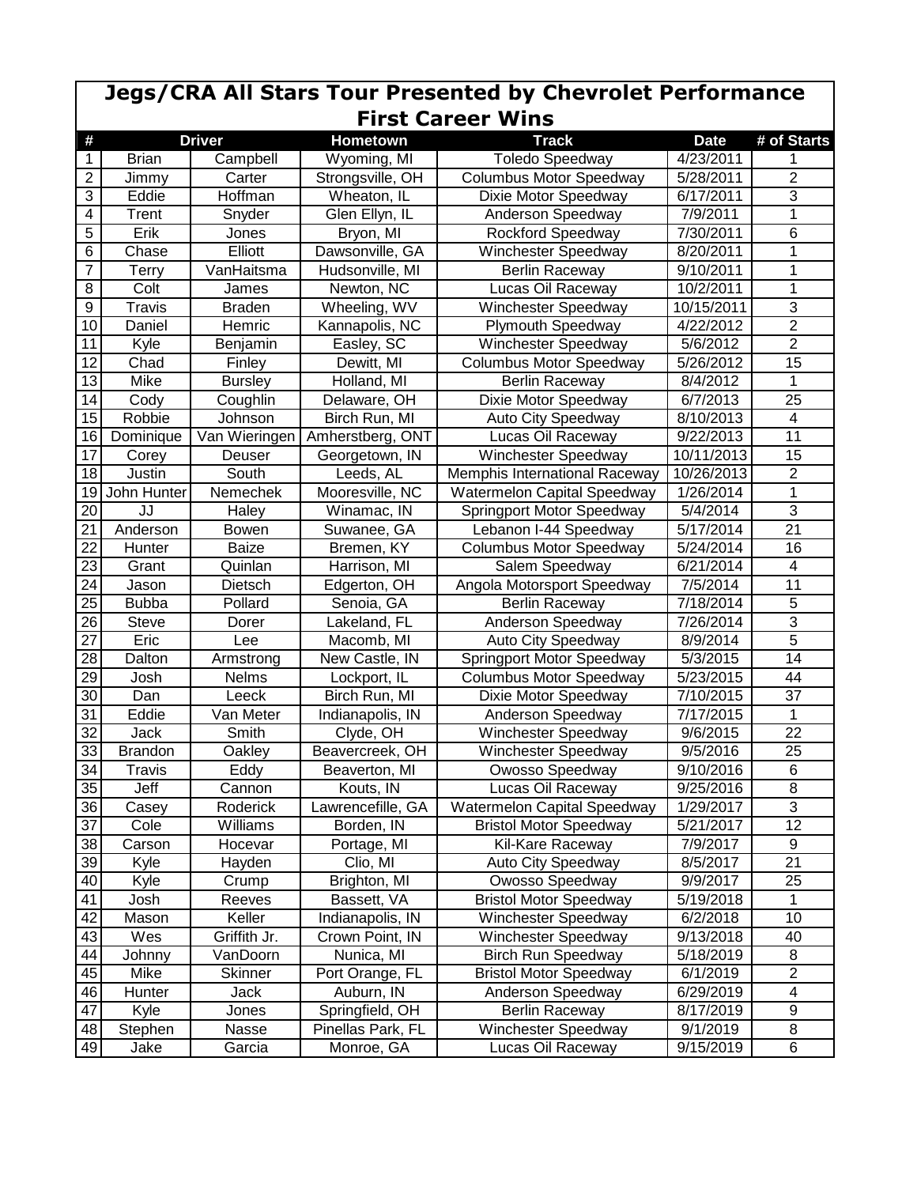# Jegs/CRA All Stars Tour Presented by Chevrolet Performance

## First Career Wins

| # | Driver | | Hometown | Track | Date | # of Starts |
|---|---|---|---|---|---|---|
| 1 | Brian | Campbell | Wyoming, MI | Toledo Speedway | 4/23/2011 | 1 |
| 2 | Jimmy | Carter | Strongsville, OH | Columbus Motor Speedway | 5/28/2011 | 2 |
| 3 | Eddie | Hoffman | Wheaton, IL | Dixie Motor Speedway | 6/17/2011 | 3 |
| 4 | Trent | Snyder | Glen Ellyn, IL | Anderson Speedway | 7/9/2011 | 1 |
| 5 | Erik | Jones | Bryon, MI | Rockford Speedway | 7/30/2011 | 6 |
| 6 | Chase | Elliott | Dawsonville, GA | Winchester Speedway | 8/20/2011 | 1 |
| 7 | Terry | VanHaitsma | Hudsonville, MI | Berlin Raceway | 9/10/2011 | 1 |
| 8 | Colt | James | Newton, NC | Lucas Oil Raceway | 10/2/2011 | 1 |
| 9 | Travis | Braden | Wheeling, WV | Winchester Speedway | 10/15/2011 | 3 |
| 10 | Daniel | Hemric | Kannapolis, NC | Plymouth Speedway | 4/22/2012 | 2 |
| 11 | Kyle | Benjamin | Easley, SC | Winchester Speedway | 5/6/2012 | 2 |
| 12 | Chad | Finley | Dewitt, MI | Columbus Motor Speedway | 5/26/2012 | 15 |
| 13 | Mike | Bursley | Holland, MI | Berlin Raceway | 8/4/2012 | 1 |
| 14 | Cody | Coughlin | Delaware, OH | Dixie Motor Speedway | 6/7/2013 | 25 |
| 15 | Robbie | Johnson | Birch Run, MI | Auto City Speedway | 8/10/2013 | 4 |
| 16 | Dominique | Van Wieringen | Amherstberg, ONT | Lucas Oil Raceway | 9/22/2013 | 11 |
| 17 | Corey | Deuser | Georgetown, IN | Winchester Speedway | 10/11/2013 | 15 |
| 18 | Justin | South | Leeds, AL | Memphis International Raceway | 10/26/2013 | 2 |
| 19 | John Hunter | Nemechek | Mooresville, NC | Watermelon Capital Speedway | 1/26/2014 | 1 |
| 20 | JJ | Haley | Winamac, IN | Springport Motor Speedway | 5/4/2014 | 3 |
| 21 | Anderson | Bowen | Suwanee, GA | Lebanon I-44 Speedway | 5/17/2014 | 21 |
| 22 | Hunter | Baize | Bremen, KY | Columbus Motor Speedway | 5/24/2014 | 16 |
| 23 | Grant | Quinlan | Harrison, MI | Salem Speedway | 6/21/2014 | 4 |
| 24 | Jason | Dietsch | Edgerton, OH | Angola Motorsport Speedway | 7/5/2014 | 11 |
| 25 | Bubba | Pollard | Senoia, GA | Berlin Raceway | 7/18/2014 | 5 |
| 26 | Steve | Dorer | Lakeland, FL | Anderson Speedway | 7/26/2014 | 3 |
| 27 | Eric | Lee | Macomb, MI | Auto City Speedway | 8/9/2014 | 5 |
| 28 | Dalton | Armstrong | New Castle, IN | Springport Motor Speedway | 5/3/2015 | 14 |
| 29 | Josh | Nelms | Lockport, IL | Columbus Motor Speedway | 5/23/2015 | 44 |
| 30 | Dan | Leeck | Birch Run, MI | Dixie Motor Speedway | 7/10/2015 | 37 |
| 31 | Eddie | Van Meter | Indianapolis, IN | Anderson Speedway | 7/17/2015 | 1 |
| 32 | Jack | Smith | Clyde, OH | Winchester Speedway | 9/6/2015 | 22 |
| 33 | Brandon | Oakley | Beavercreek, OH | Winchester Speedway | 9/5/2016 | 25 |
| 34 | Travis | Eddy | Beaverton, MI | Owosso Speedway | 9/10/2016 | 6 |
| 35 | Jeff | Cannon | Kouts, IN | Lucas Oil Raceway | 9/25/2016 | 8 |
| 36 | Casey | Roderick | Lawrencefille, GA | Watermelon Capital Speedway | 1/29/2017 | 3 |
| 37 | Cole | Williams | Borden, IN | Bristol Motor Speedway | 5/21/2017 | 12 |
| 38 | Carson | Hocevar | Portage, MI | Kil-Kare Raceway | 7/9/2017 | 9 |
| 39 | Kyle | Hayden | Clio, MI | Auto City Speedway | 8/5/2017 | 21 |
| 40 | Kyle | Crump | Brighton, MI | Owosso Speedway | 9/9/2017 | 25 |
| 41 | Josh | Reeves | Bassett, VA | Bristol Motor Speedway | 5/19/2018 | 1 |
| 42 | Mason | Keller | Indianapolis, IN | Winchester Speedway | 6/2/2018 | 10 |
| 43 | Wes | Griffith Jr. | Crown Point, IN | Winchester Speedway | 9/13/2018 | 40 |
| 44 | Johnny | VanDoorn | Nunica, MI | Birch Run Speedway | 5/18/2019 | 8 |
| 45 | Mike | Skinner | Port Orange, FL | Bristol Motor Speedway | 6/1/2019 | 2 |
| 46 | Hunter | Jack | Auburn, IN | Anderson Speedway | 6/29/2019 | 4 |
| 47 | Kyle | Jones | Springfield, OH | Berlin Raceway | 8/17/2019 | 9 |
| 48 | Stephen | Nasse | Pinellas Park, FL | Winchester Speedway | 9/1/2019 | 8 |
| 49 | Jake | Garcia | Monroe, GA | Lucas Oil Raceway | 9/15/2019 | 6 |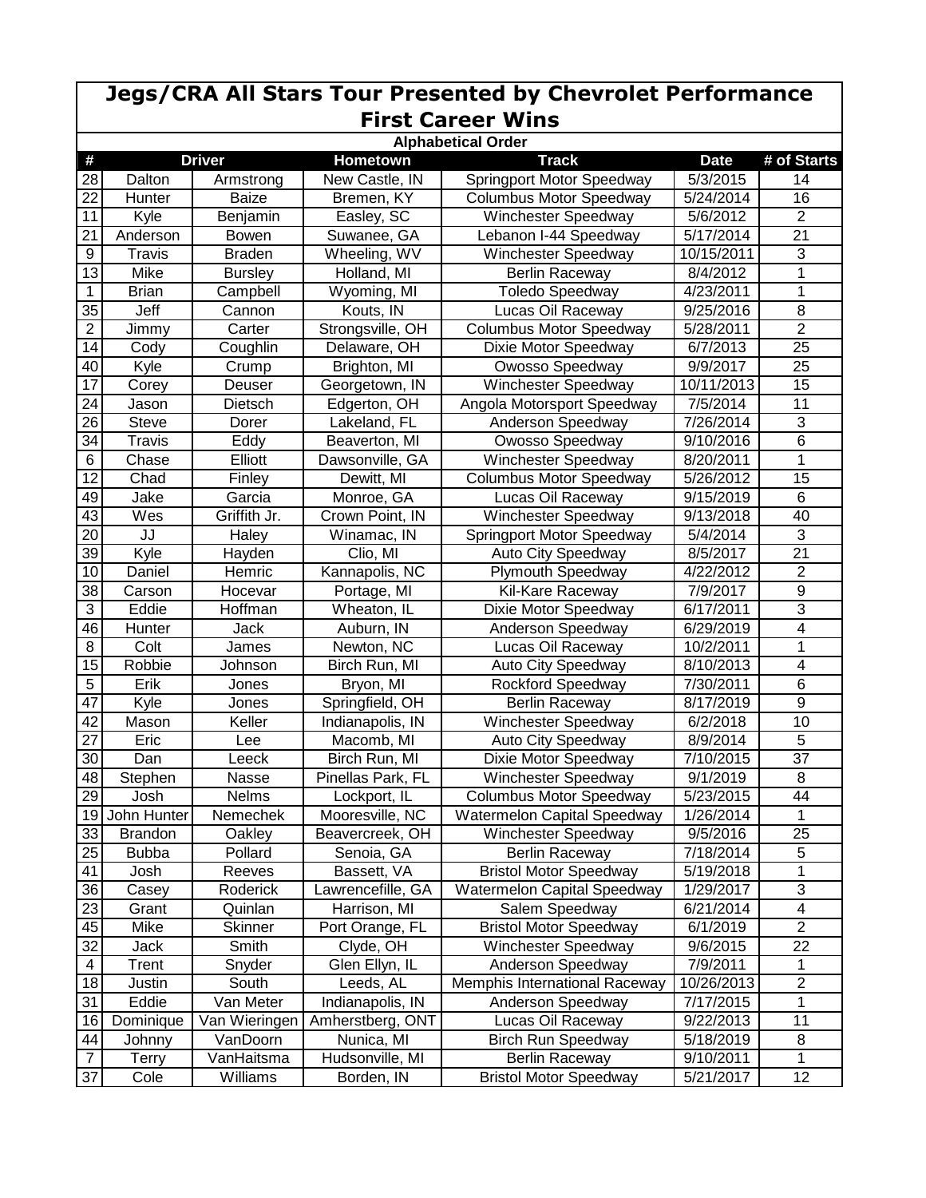# Jegs/CRA All Stars Tour Presented by Chevrolet Performance

## First Career Wins

### Alphabetical Order

| # | Driver | | Hometown | Track | Date | # of Starts |
|---|---|---|---|---|---|---|
| 28 | Dalton | Armstrong | New Castle, IN | Springport Motor Speedway | 5/3/2015 | 14 |
| 22 | Hunter | Baize | Bremen, KY | Columbus Motor Speedway | 5/24/2014 | 16 |
| 11 | Kyle | Benjamin | Easley, SC | Winchester Speedway | 5/6/2012 | 2 |
| 21 | Anderson | Bowen | Suwanee, GA | Lebanon I-44 Speedway | 5/17/2014 | 21 |
| 9 | Travis | Braden | Wheeling, WV | Winchester Speedway | 10/15/2011 | 3 |
| 13 | Mike | Bursley | Holland, MI | Berlin Raceway | 8/4/2012 | 1 |
| 1 | Brian | Campbell | Wyoming, MI | Toledo Speedway | 4/23/2011 | 1 |
| 35 | Jeff | Cannon | Kouts, IN | Lucas Oil Raceway | 9/25/2016 | 8 |
| 2 | Jimmy | Carter | Strongsville, OH | Columbus Motor Speedway | 5/28/2011 | 2 |
| 14 | Cody | Coughlin | Delaware, OH | Dixie Motor Speedway | 6/7/2013 | 25 |
| 40 | Kyle | Crump | Brighton, MI | Owosso Speedway | 9/9/2017 | 25 |
| 17 | Corey | Deuser | Georgetown, IN | Winchester Speedway | 10/11/2013 | 15 |
| 24 | Jason | Dietsch | Edgerton, OH | Angola Motorsport Speedway | 7/5/2014 | 11 |
| 26 | Steve | Dorer | Lakeland, FL | Anderson Speedway | 7/26/2014 | 3 |
| 34 | Travis | Eddy | Beaverton, MI | Owosso Speedway | 9/10/2016 | 6 |
| 6 | Chase | Elliott | Dawsonville, GA | Winchester Speedway | 8/20/2011 | 1 |
| 12 | Chad | Finley | Dewitt, MI | Columbus Motor Speedway | 5/26/2012 | 15 |
| 49 | Jake | Garcia | Monroe, GA | Lucas Oil Raceway | 9/15/2019 | 6 |
| 43 | Wes | Griffith Jr. | Crown Point, IN | Winchester Speedway | 9/13/2018 | 40 |
| 20 | JJ | Haley | Winamac, IN | Springport Motor Speedway | 5/4/2014 | 3 |
| 39 | Kyle | Hayden | Clio, MI | Auto City Speedway | 8/5/2017 | 21 |
| 10 | Daniel | Hemric | Kannapolis, NC | Plymouth Speedway | 4/22/2012 | 2 |
| 38 | Carson | Hocevar | Portage, MI | Kil-Kare Raceway | 7/9/2017 | 9 |
| 3 | Eddie | Hoffman | Wheaton, IL | Dixie Motor Speedway | 6/17/2011 | 3 |
| 46 | Hunter | Jack | Auburn, IN | Anderson Speedway | 6/29/2019 | 4 |
| 8 | Colt | James | Newton, NC | Lucas Oil Raceway | 10/2/2011 | 1 |
| 15 | Robbie | Johnson | Birch Run, MI | Auto City Speedway | 8/10/2013 | 4 |
| 5 | Erik | Jones | Bryon, MI | Rockford Speedway | 7/30/2011 | 6 |
| 47 | Kyle | Jones | Springfield, OH | Berlin Raceway | 8/17/2019 | 9 |
| 42 | Mason | Keller | Indianapolis, IN | Winchester Speedway | 6/2/2018 | 10 |
| 27 | Eric | Lee | Macomb, MI | Auto City Speedway | 8/9/2014 | 5 |
| 30 | Dan | Leeck | Birch Run, MI | Dixie Motor Speedway | 7/10/2015 | 37 |
| 48 | Stephen | Nasse | Pinellas Park, FL | Winchester Speedway | 9/1/2019 | 8 |
| 29 | Josh | Nelms | Lockport, IL | Columbus Motor Speedway | 5/23/2015 | 44 |
| 19 | John Hunter | Nemechek | Mooresville, NC | Watermelon Capital Speedway | 1/26/2014 | 1 |
| 33 | Brandon | Oakley | Beavercreek, OH | Winchester Speedway | 9/5/2016 | 25 |
| 25 | Bubba | Pollard | Senoia, GA | Berlin Raceway | 7/18/2014 | 5 |
| 41 | Josh | Reeves | Bassett, VA | Bristol Motor Speedway | 5/19/2018 | 1 |
| 36 | Casey | Roderick | Lawrencefille, GA | Watermelon Capital Speedway | 1/29/2017 | 3 |
| 23 | Grant | Quinlan | Harrison, MI | Salem Speedway | 6/21/2014 | 4 |
| 45 | Mike | Skinner | Port Orange, FL | Bristol Motor Speedway | 6/1/2019 | 2 |
| 32 | Jack | Smith | Clyde, OH | Winchester Speedway | 9/6/2015 | 22 |
| 4 | Trent | Snyder | Glen Ellyn, IL | Anderson Speedway | 7/9/2011 | 1 |
| 18 | Justin | South | Leeds, AL | Memphis International Raceway | 10/26/2013 | 2 |
| 31 | Eddie | Van Meter | Indianapolis, IN | Anderson Speedway | 7/17/2015 | 1 |
| 16 | Dominique | Van Wieringen | Amherstberg, ONT | Lucas Oil Raceway | 9/22/2013 | 11 |
| 44 | Johnny | VanDoorn | Nunica, MI | Birch Run Speedway | 5/18/2019 | 8 |
| 7 | Terry | VanHaitsma | Hudsonville, MI | Berlin Raceway | 9/10/2011 | 1 |
| 37 | Cole | Williams | Borden, IN | Bristol Motor Speedway | 5/21/2017 | 12 |